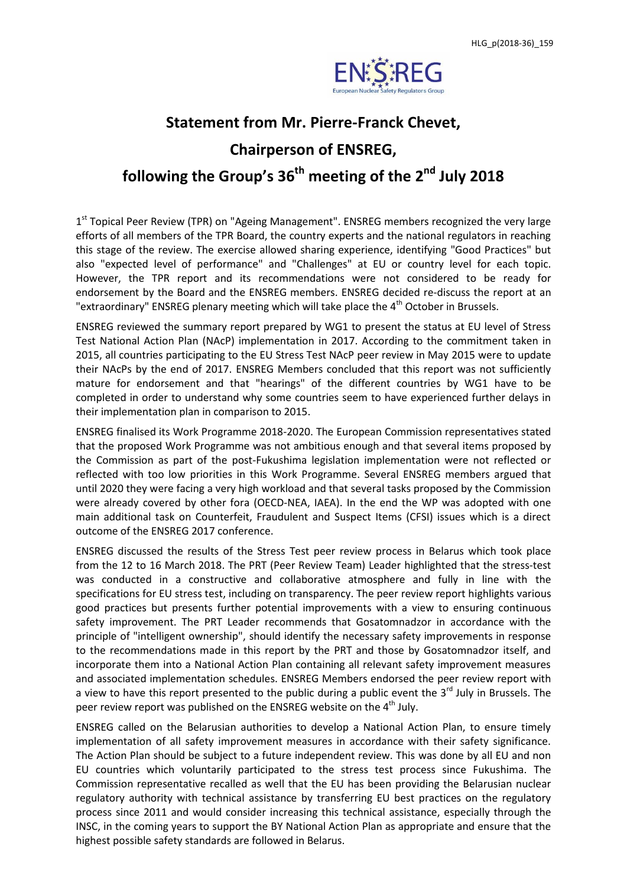# Statement from Mr. Pierre-Franck Chevet,

# Chairperson of ENSREG,

# following the Group's 36th meeting of the 2nd July 2018

1st Topical Peer Review (TPR) on "Ageing Management". ENSREG members recognized the very large efforts of all members of the TPR Board, the country experts and the national regulators in reaching this stage of the review. The exercise allowed sharing experience, identifying "Good Practices" but also "expected level of performance" and "Challenges" at EU or country level for each topic. However, the TPR report and its recommendations were not considered to be ready for endorsement by the Board and the ENSREG members. ENSREG decided re-discuss the report at an "extraordinary" ENSREG plenary meeting which will take place the 4th October in Brussels.

ENSREG reviewed the summary report prepared by WG1 to present the status at EU level of Stress Test National Action Plan (NAcP) implementation in 2017. According to the commitment taken in 2015, all countries participating to the EU Stress Test NAcP peer review in May 2015 were to update their NAcPs by the end of 2017. ENSREG Members concluded that this report was not sufficiently mature for endorsement and that "hearings" of the different countries by WG1 have to be completed in order to understand why some countries seem to have experienced further delays in their implementation plan in comparison to 2015.

ENSREG finalised its Work Programme 2018-2020. The European Commission representatives stated that the proposed Work Programme was not ambitious enough and that several items proposed by the Commission as part of the post-Fukushima legislation implementation were not reflected or reflected with too low priorities in this Work Programme. Several ENSREG members argued that until 2020 they were facing a very high workload and that several tasks proposed by the Commission were already covered by other fora (OECD-NEA, IAEA). In the end the WP was adopted with one main additional task on Counterfeit, Fraudulent and Suspect Items (CFSI) issues which is a direct outcome of the ENSREG 2017 conference.

ENSREG discussed the results of the Stress Test peer review process in Belarus which took place from the 12 to 16 March 2018. The PRT (Peer Review Team) Leader highlighted that the stress-test was conducted in a constructive and collaborative atmosphere and fully in line with the specifications for EU stress test, including on transparency. The peer review report highlights various good practices but presents further potential improvements with a view to ensuring continuous safety improvement. The PRT Leader recommends that Gosatomnadzor in accordance with the principle of "intelligent ownership", should identify the necessary safety improvements in response to the recommendations made in this report by the PRT and those by Gosatomnadzor itself, and incorporate them into a National Action Plan containing all relevant safety improvement measures and associated implementation schedules. ENSREG Members endorsed the peer review report with a view to have this report presented to the public during a public event the 3rd July in Brussels. The peer review report was published on the ENSREG website on the 4th July.

ENSREG called on the Belarusian authorities to develop a National Action Plan, to ensure timely implementation of all safety improvement measures in accordance with their safety significance. The Action Plan should be subject to a future independent review. This was done by all EU and non EU countries which voluntarily participated to the stress test process since Fukushima. The Commission representative recalled as well that the EU has been providing the Belarusian nuclear regulatory authority with technical assistance by transferring EU best practices on the regulatory process since 2011 and would consider increasing this technical assistance, especially through the INSC, in the coming years to support the BY National Action Plan as appropriate and ensure that the highest possible safety standards are followed in Belarus.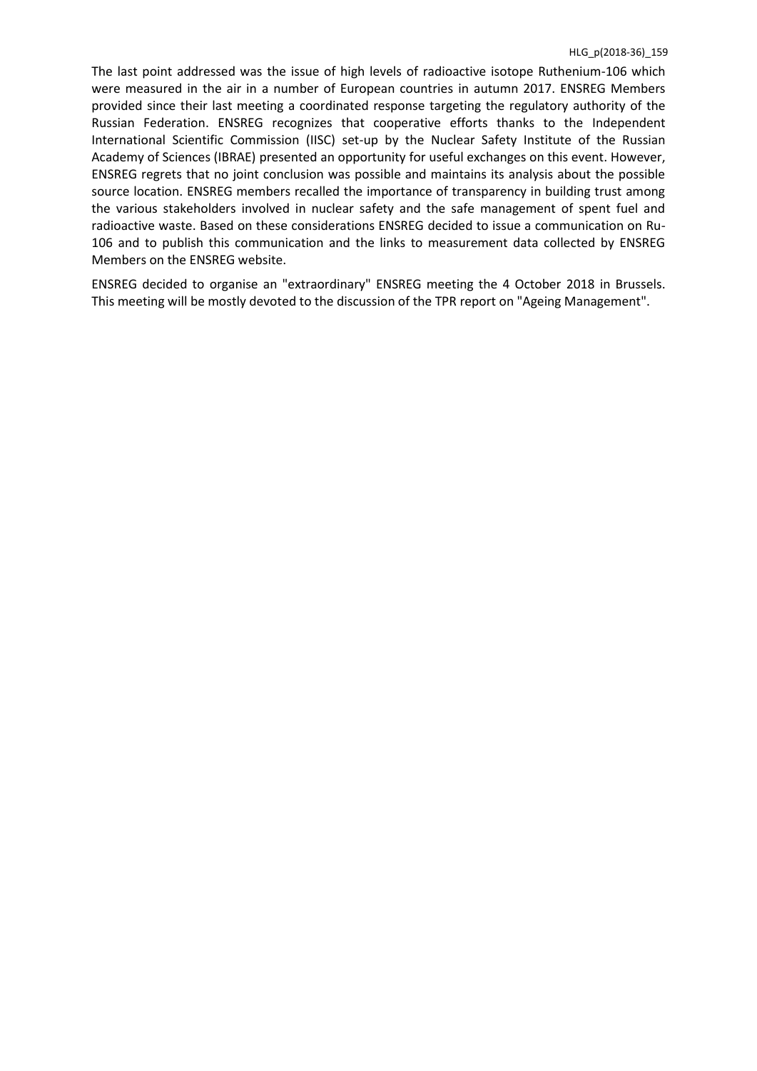The last point addressed was the issue of high levels of radioactive isotope Ruthenium-106 which were measured in the air in a number of European countries in autumn 2017. ENSREG Members provided since their last meeting a coordinated response targeting the regulatory authority of the Russian Federation. ENSREG recognizes that cooperative efforts thanks to the Independent International Scientific Commission (IISC) set-up by the Nuclear Safety Institute of the Russian Academy of Sciences (IBRAE) presented an opportunity for useful exchanges on this event. However, ENSREG regrets that no joint conclusion was possible and maintains its analysis about the possible source location. ENSREG members recalled the importance of transparency in building trust among the various stakeholders involved in nuclear safety and the safe management of spent fuel and radioactive waste. Based on these considerations ENSREG decided to issue a communication on Ru-106 and to publish this communication and the links to measurement data collected by ENSREG Members on the ENSREG website.

ENSREG decided to organise an "extraordinary" ENSREG meeting the 4 October 2018 in Brussels. This meeting will be mostly devoted to the discussion of the TPR report on "Ageing Management".